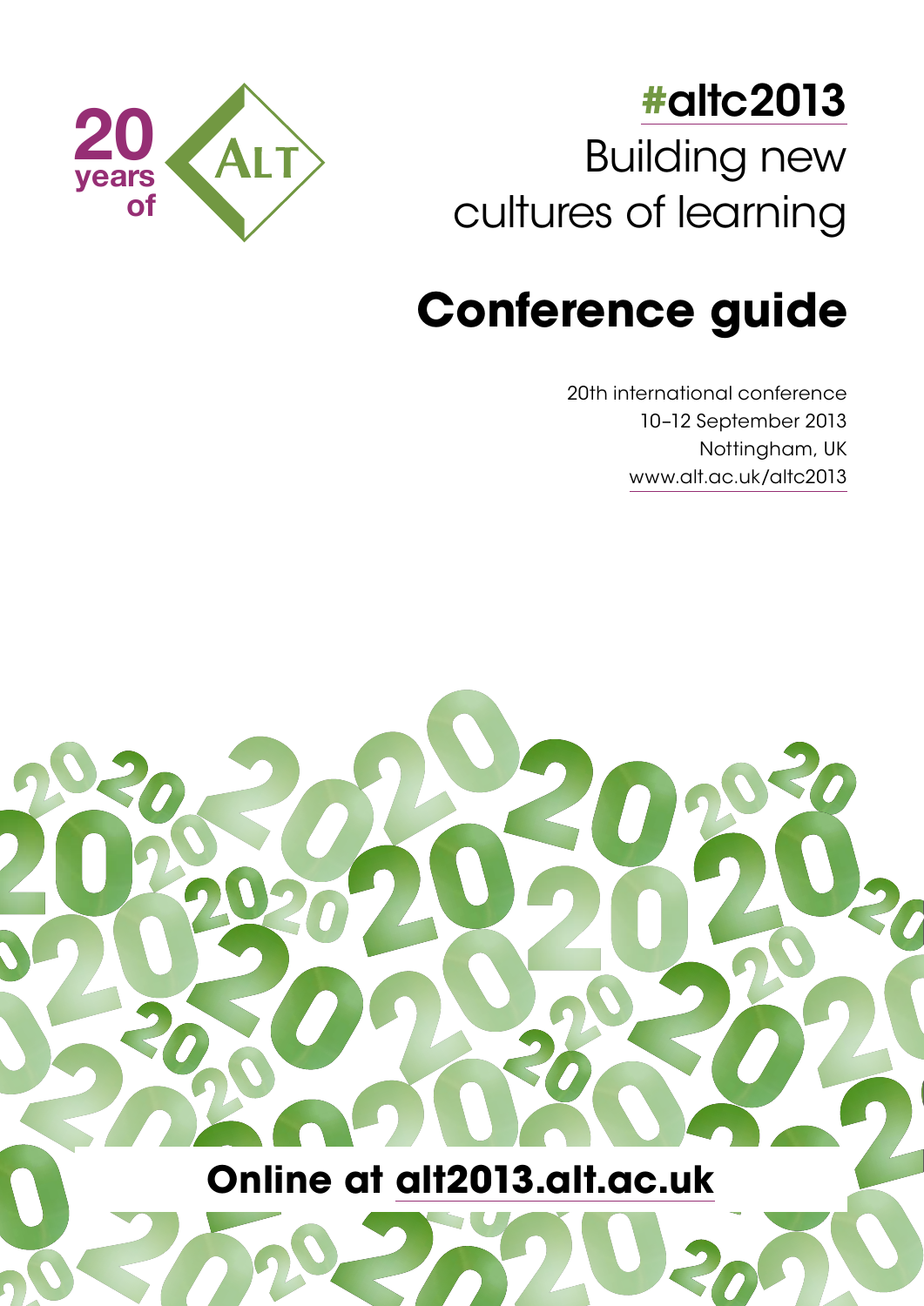20 years of ALT

# #altc2013

Building new cultures of learning

# Conference guide

20th international conference
10–12 September 2013
Nottingham, UK
www.alt.ac.uk/altc2013

**Online at alt2013.alt.ac.uk**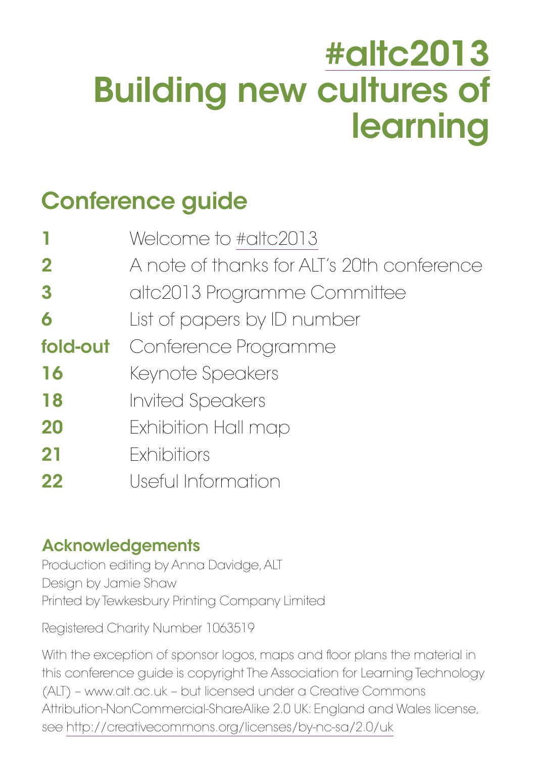# #altc2013
# Building new cultures of learning

## Conference guide

| | |
|---|---|
| **1** | Welcome to #altc2013 |
| **2** | A note of thanks for ALT's 20th conference |
| **3** | altc2013 Programme Committee |
| **6** | List of papers by ID number |
| **fold-out** | Conference Programme |
| **16** | Keynote Speakers |
| **18** | Invited Speakers |
| **20** | Exhibition Hall map |
| **21** | Exhibitiors |
| **22** | Useful Information |

### Acknowledgements

Production editing by Anna Davidge, ALT
Design by Jamie Shaw
Printed by Tewkesbury Printing Company Limited

Registered Charity Number 1063519

With the exception of sponsor logos, maps and floor plans the material in this conference guide is copyright The Association for Learning Technology (ALT) – www.alt.ac.uk – but licensed under a Creative Commons Attribution-NonCommercial-ShareAlike 2.0 UK: England and Wales license, see http://creativecommons.org/licenses/by-nc-sa/2.0/uk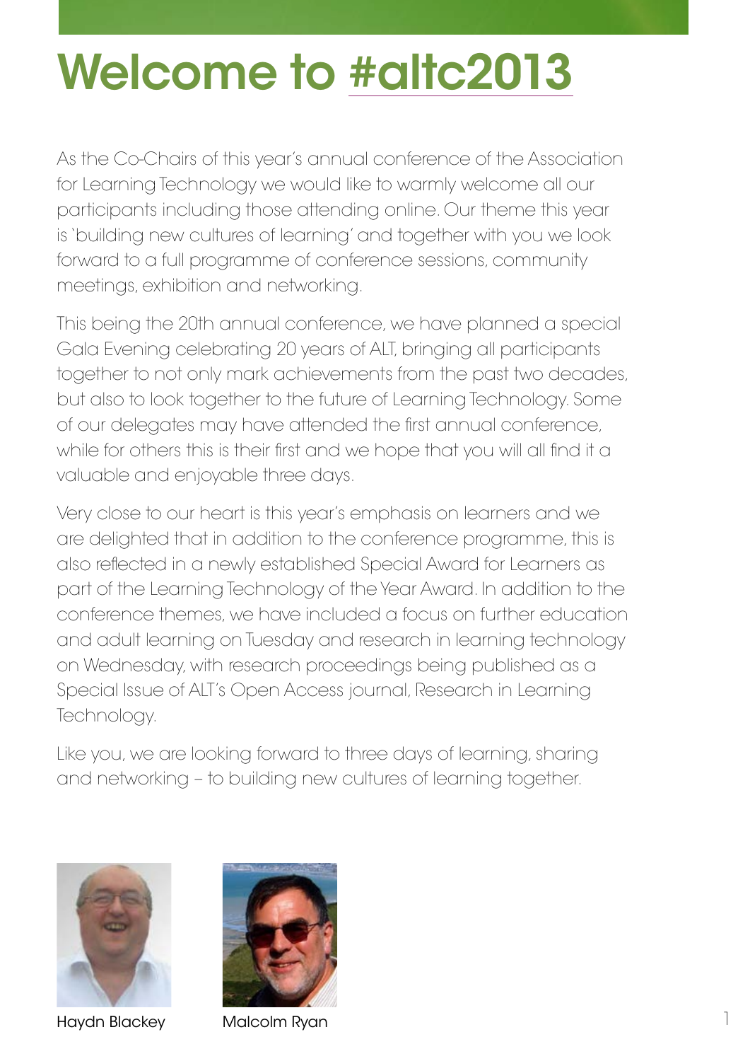# Welcome to #altc2013

As the Co-Chairs of this year's annual conference of the Association for Learning Technology we would like to warmly welcome all our participants including those attending online. Our theme this year is 'building new cultures of learning' and together with you we look forward to a full programme of conference sessions, community meetings, exhibition and networking.

This being the 20th annual conference, we have planned a special Gala Evening celebrating 20 years of ALT, bringing all participants together to not only mark achievements from the past two decades, but also to look together to the future of Learning Technology. Some of our delegates may have attended the first annual conference, while for others this is their first and we hope that you will all find it a valuable and enjoyable three days.

Very close to our heart is this year's emphasis on learners and we are delighted that in addition to the conference programme, this is also reflected in a newly established Special Award for Learners as part of the Learning Technology of the Year Award. In addition to the conference themes, we have included a focus on further education and adult learning on Tuesday and research in learning technology on Wednesday, with research proceedings being published as a Special Issue of ALT's Open Access journal, Research in Learning Technology.

Like you, we are looking forward to three days of learning, sharing and networking – to building new cultures of learning together.

Haydn Blackey

Malcolm Ryan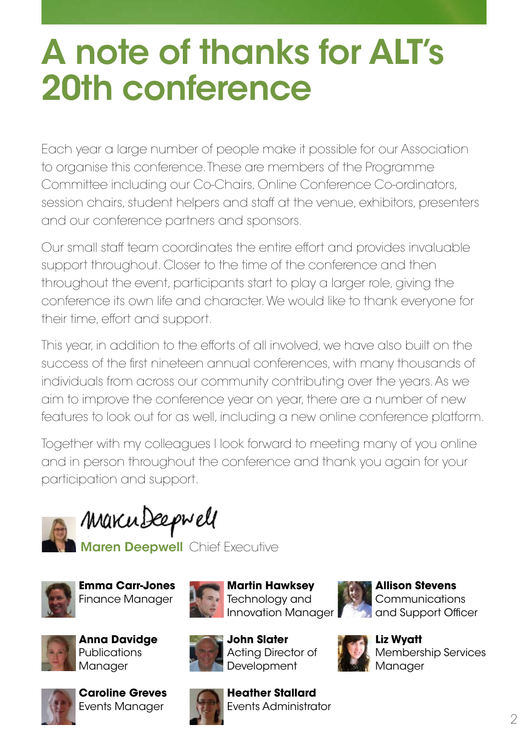# A note of thanks for ALT's 20th conference

Each year a large number of people make it possible for our Association to organise this conference. These are members of the Programme Committee including our Co-Chairs, Online Conference Co-ordinators, session chairs, student helpers and staff at the venue, exhibitors, presenters and our conference partners and sponsors.

Our small staff team coordinates the entire effort and provides invaluable support throughout. Closer to the time of the conference and then throughout the event, participants start to play a larger role, giving the conference its own life and character. We would like to thank everyone for their time, effort and support.

This year, in addition to the efforts of all involved, we have also built on the success of the first nineteen annual conferences, with many thousands of individuals from across our community contributing over the years. As we aim to improve the conference year on year, there are a number of new features to look out for as well, including a new online conference platform.

Together with my colleagues I look forward to meeting many of you online and in person throughout the conference and thank you again for your participation and support.

*Maren Deepwell*

**Maren Deepwell** Chief Executive

**Emma Carr-Jones**
Finance Manager

**Anna Davidge**
Publications Manager

**Caroline Greves**
Events Manager

**Martin Hawksey**
Technology and Innovation Manager

**John Slater**
Acting Director of Development

**Heather Stallard**
Events Administrator

**Allison Stevens**
Communications and Support Officer

**Liz Wyatt**
Membership Services Manager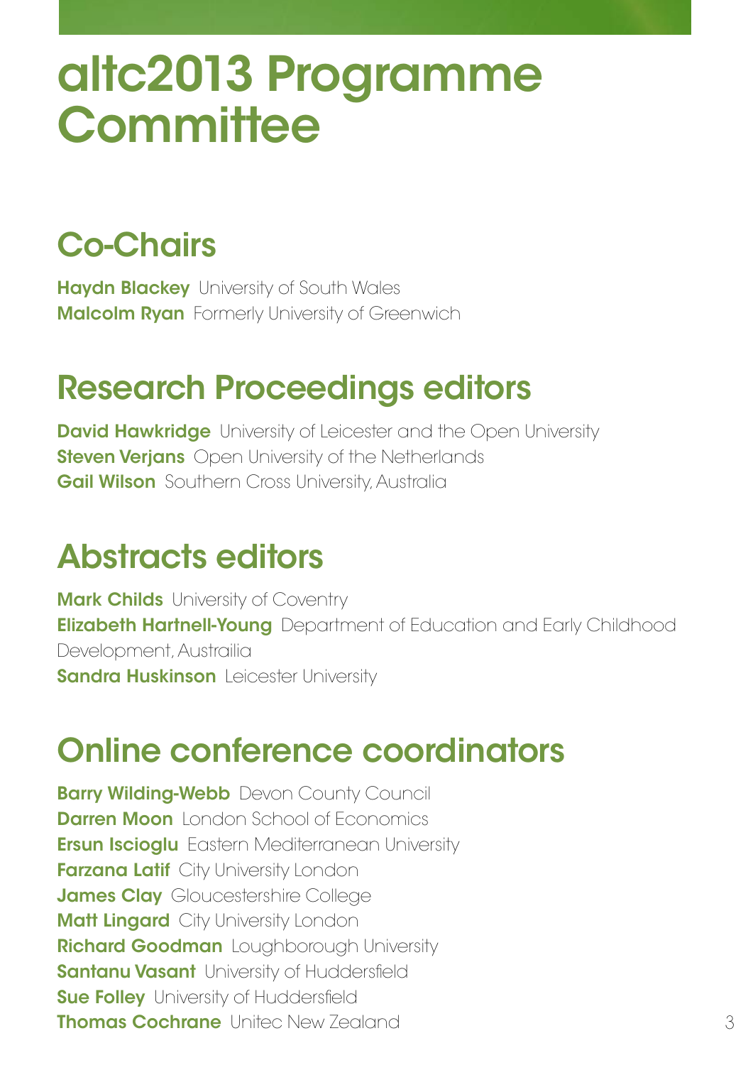# altc2013 Programme Committee

## Co-Chairs

**Haydn Blackey** University of South Wales
**Malcolm Ryan** Formerly University of Greenwich

## Research Proceedings editors

**David Hawkridge** University of Leicester and the Open University
**Steven Verjans** Open University of the Netherlands
**Gail Wilson** Southern Cross University, Australia

## Abstracts editors

**Mark Childs** University of Coventry
**Elizabeth Hartnell-Young** Department of Education and Early Childhood Development, Austrailia
**Sandra Huskinson** Leicester University

## Online conference coordinators

**Barry Wilding-Webb** Devon County Council
**Darren Moon** London School of Economics
**Ersun Iscioglu** Eastern Mediterranean University
**Farzana Latif** City University London
**James Clay** Gloucestershire College
**Matt Lingard** City University London
**Richard Goodman** Loughborough University
**Santanu Vasant** University of Huddersfield
**Sue Folley** University of Huddersfield
**Thomas Cochrane** Unitec New Zealand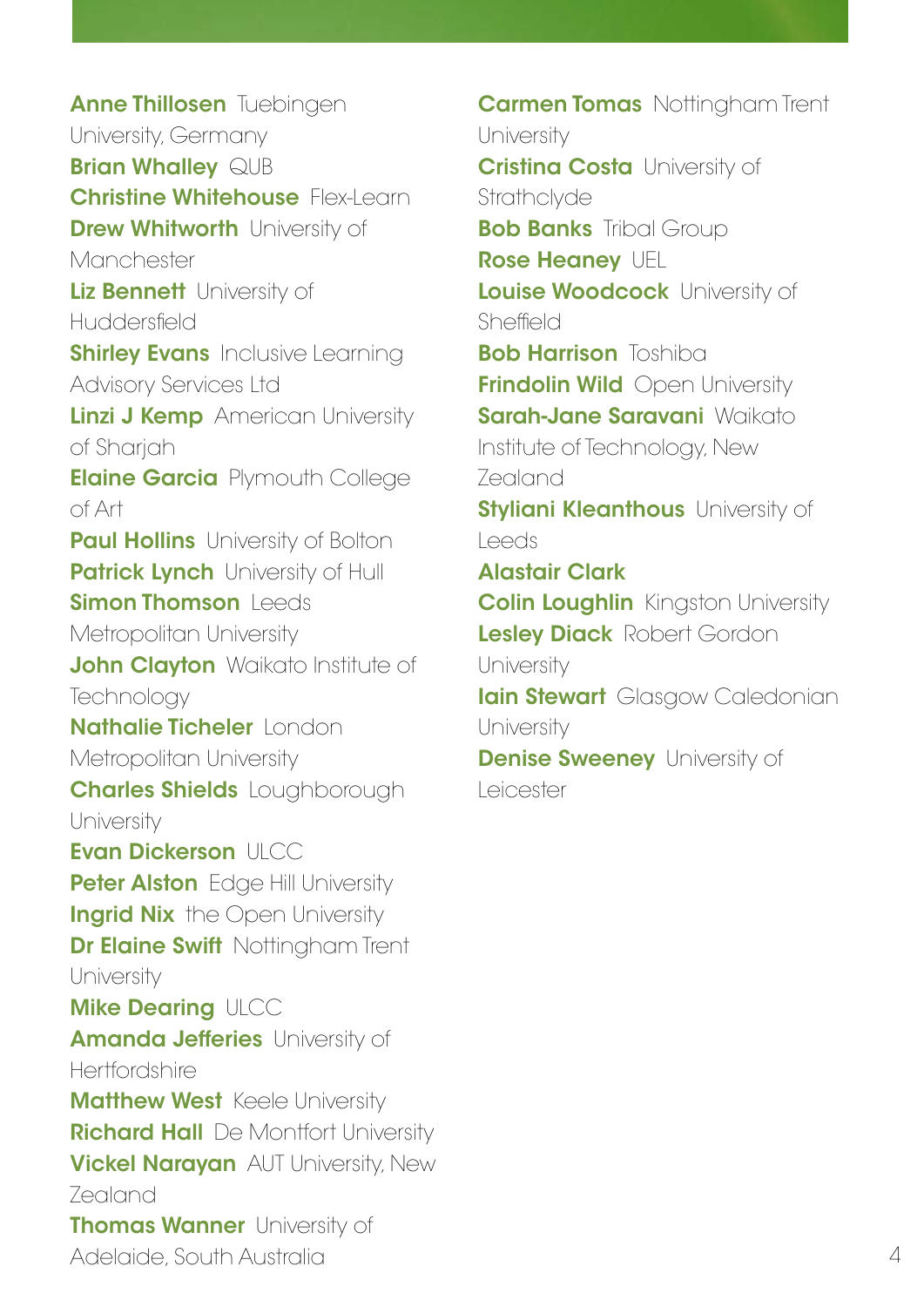**Anne Thillosen** Tuebingen University, Germany
**Brian Whalley** QUB
**Christine Whitehouse** Flex-Learn
**Drew Whitworth** University of Manchester
**Liz Bennett** University of Huddersfield
**Shirley Evans** Inclusive Learning Advisory Services Ltd
**Linzi J Kemp** American University of Sharjah
**Elaine Garcia** Plymouth College of Art
**Paul Hollins** University of Bolton
**Patrick Lynch** University of Hull
**Simon Thomson** Leeds Metropolitan University
**John Clayton** Waikato Institute of Technology
**Nathalie Ticheler** London Metropolitan University
**Charles Shields** Loughborough University
**Evan Dickerson** ULCC
**Peter Alston** Edge Hill University
**Ingrid Nix** the Open University
**Dr Elaine Swift** Nottingham Trent University
**Mike Dearing** ULCC
**Amanda Jefferies** University of Hertfordshire
**Matthew West** Keele University
**Richard Hall** De Montfort University
**Vickel Narayan** AUT University, New Zealand
**Thomas Wanner** University of Adelaide, South Australia
**Carmen Tomas** Nottingham Trent University
**Cristina Costa** University of Strathclyde
**Bob Banks** Tribal Group
**Rose Heaney** UEL
**Louise Woodcock** University of Sheffield
**Bob Harrison** Toshiba
**Frindolin Wild** Open University
**Sarah-Jane Saravani** Waikato Institute of Technology, New Zealand
**Styliani Kleanthous** University of Leeds
**Alastair Clark**
**Colin Loughlin** Kingston University
**Lesley Diack** Robert Gordon University
**Iain Stewart** Glasgow Caledonian University
**Denise Sweeney** University of Leicester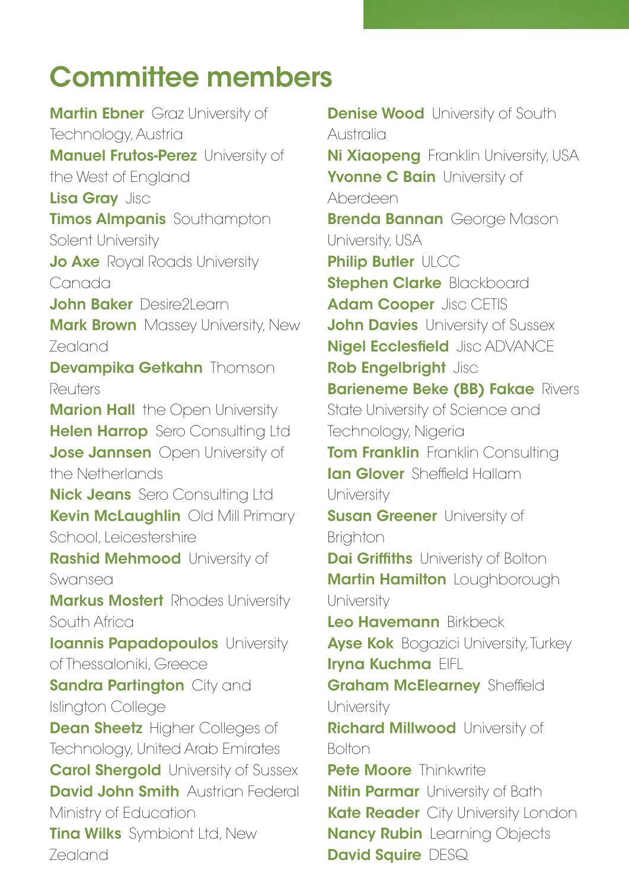# Committee members

**Martin Ebner** Graz University of Technology, Austria
**Manuel Frutos-Perez** University of the West of England
**Lisa Gray** Jisc
**Timos Almpanis** Southampton Solent University
**Jo Axe** Royal Roads University Canada
**John Baker** Desire2Learn
**Mark Brown** Massey University, New Zealand
**Devampika Getkahn** Thomson Reuters
**Marion Hall** the Open University
**Helen Harrop** Sero Consulting Ltd
**Jose Jannsen** Open University of the Netherlands
**Nick Jeans** Sero Consulting Ltd
**Kevin McLaughlin** Old Mill Primary School, Leicestershire
**Rashid Mehmood** University of Swansea
**Markus Mostert** Rhodes University South Africa
**Ioannis Papadopoulos** University of Thessaloniki, Greece
**Sandra Partington** City and Islington College
**Dean Sheetz** Higher Colleges of Technology, United Arab Emirates
**Carol Shergold** University of Sussex
**David John Smith** Austrian Federal Ministry of Education
**Tina Wilks** Symbiont Ltd, New Zealand
**Denise Wood** University of South Australia
**Ni Xiaopeng** Franklin University, USA
**Yvonne C Bain** University of Aberdeen
**Brenda Bannan** George Mason University, USA
**Philip Butler** ULCC
**Stephen Clarke** Blackboard
**Adam Cooper** Jisc CETIS
**John Davies** University of Sussex
**Nigel Ecclesfield** Jisc ADVANCE
**Rob Engelbright** Jisc
**Barieneme Beke (BB) Fakae** Rivers State University of Science and Technology, Nigeria
**Tom Franklin** Franklin Consulting
**Ian Glover** Sheffield Hallam University
**Susan Greener** University of Brighton
**Dai Griffiths** Univeristy of Bolton
**Martin Hamilton** Loughborough University
**Leo Havemann** Birkbeck
**Ayse Kok** Bogazici University, Turkey
**Iryna Kuchma** EIFL
**Graham McElearney** Sheffield University
**Richard Millwood** University of Bolton
**Pete Moore** Thinkwrite
**Nitin Parmar** University of Bath
**Kate Reader** City University London
**Nancy Rubin** Learning Objects
**David Squire** DESQ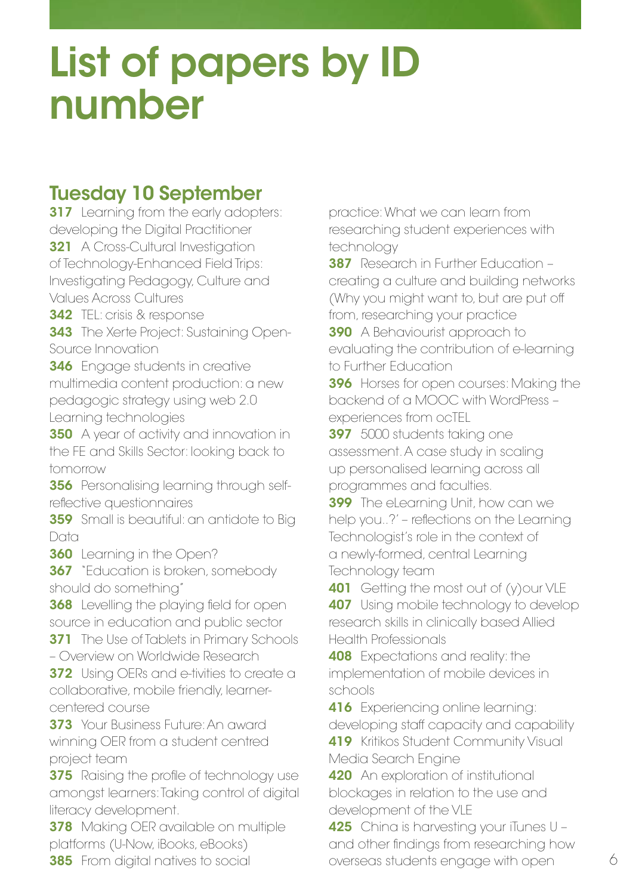# List of papers by ID number

## Tuesday 10 September

**317** Learning from the early adopters: developing the Digital Practitioner

**321** A Cross-Cultural Investigation of Technology-Enhanced Field Trips: Investigating Pedagogy, Culture and Values Across Cultures

**342** TEL: crisis & response

**343** The Xerte Project: Sustaining Open-Source Innovation

**346** Engage students in creative multimedia content production: a new pedagogic strategy using web 2.0 Learning technologies

**350** A year of activity and innovation in the FE and Skills Sector: looking back to tomorrow

**356** Personalising learning through self-reflective questionnaires

**359** Small is beautiful: an antidote to Big Data

**360** Learning in the Open?

**367** "Education is broken, somebody should do something"

**368** Levelling the playing field for open source in education and public sector

**371** The Use of Tablets in Primary Schools – Overview on Worldwide Research

**372** Using OERs and e-tivities to create a collaborative, mobile friendly, learner-centered course

**373** Your Business Future: An award winning OER from a student centred project team

**375** Raising the profile of technology use amongst learners: Taking control of digital literacy development.

**378** Making OER available on multiple platforms (U-Now, iBooks, eBooks)

**385** From digital natives to social practice: What we can learn from researching student experiences with technology

**387** Research in Further Education – creating a culture and building networks (Why you might want to, but are put off from, researching your practice

**390** A Behaviourist approach to evaluating the contribution of e-learning to Further Education

**396** Horses for open courses: Making the backend of a MOOC with WordPress – experiences from ocTEL

**397** 5000 students taking one assessment. A case study in scaling up personalised learning across all programmes and faculties.

**399** The eLearning Unit, how can we help you..?' – reflections on the Learning Technologist's role in the context of a newly-formed, central Learning Technology team

**401** Getting the most out of (y)our VLE

**407** Using mobile technology to develop research skills in clinically based Allied Health Professionals

**408** Expectations and reality: the implementation of mobile devices in schools

**416** Experiencing online learning: developing staff capacity and capability

**419** Kritikos Student Community Visual Media Search Engine

**420** An exploration of institutional blockages in relation to the use and development of the VLE

**425** China is harvesting your iTunes U – and other findings from researching how overseas students engage with open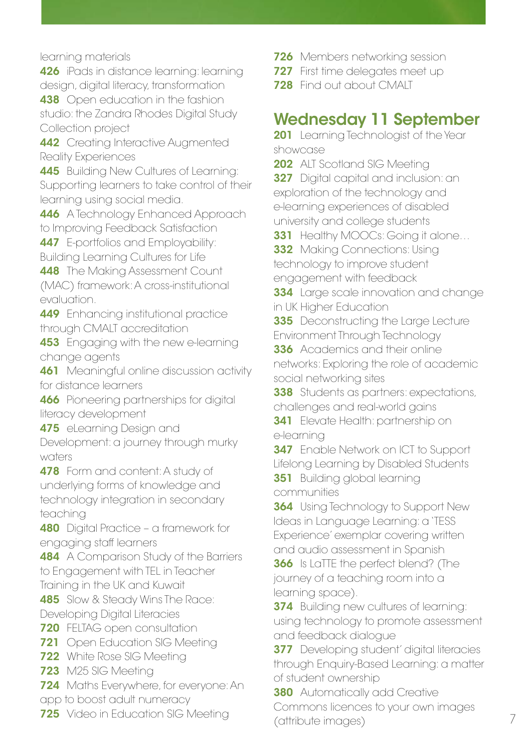learning materials

**426** iPads in distance learning: learning design, digital literacy, transformation

**438** Open education in the fashion studio: the Zandra Rhodes Digital Study Collection project

**442** Creating Interactive Augmented Reality Experiences

**445** Building New Cultures of Learning: Supporting learners to take control of their learning using social media.

**446** A Technology Enhanced Approach to Improving Feedback Satisfaction

**447** E-portfolios and Employability: Building Learning Cultures for Life

**448** The Making Assessment Count (MAC) framework: A cross-institutional evaluation.

**449** Enhancing institutional practice through CMALT accreditation

**453** Engaging with the new e-learning change agents

**461** Meaningful online discussion activity for distance learners

**466** Pioneering partnerships for digital literacy development

**475** eLearning Design and Development: a journey through murky waters

**478** Form and content: A study of underlying forms of knowledge and technology integration in secondary teaching

**480** Digital Practice – a framework for engaging staff learners

**484** A Comparison Study of the Barriers to Engagement with TEL in Teacher Training in the UK and Kuwait

**485** Slow & Steady Wins The Race: Developing Digital Literacies

**720** FELTAG open consultation

**721** Open Education SIG Meeting

**722** White Rose SIG Meeting

**723** M25 SIG Meeting

**724** Maths Everywhere, for everyone: An app to boost adult numeracy

**725** Video in Education SIG Meeting

**726** Members networking session

**727** First time delegates meet up

**728** Find out about CMALT

## Wednesday 11 September

**201** Learning Technologist of the Year showcase

**202** ALT Scotland SIG Meeting

**327** Digital capital and inclusion: an exploration of the technology and e-learning experiences of disabled university and college students

**331** Healthy MOOCs: Going it alone…

**332** Making Connections: Using technology to improve student engagement with feedback

**334** Large scale innovation and change in UK Higher Education

**335** Deconstructing the Large Lecture Environment Through Technology

**336** Academics and their online networks: Exploring the role of academic social networking sites

**338** Students as partners: expectations, challenges and real-world gains

**341** Elevate Health: partnership on e-learning

**347** Enable Network on ICT to Support Lifelong Learning by Disabled Students

**351** Building global learning communities

**364** Using Technology to Support New Ideas in Language Learning: a 'TESS Experience' exemplar covering written and audio assessment in Spanish

**366** Is LaTTE the perfect blend? (The journey of a teaching room into a learning space).

**374** Building new cultures of learning: using technology to promote assessment and feedback dialogue

**377** Developing student' digital literacies through Enquiry-Based Learning: a matter of student ownership

**380** Automatically add Creative Commons licences to your own images (attribute images)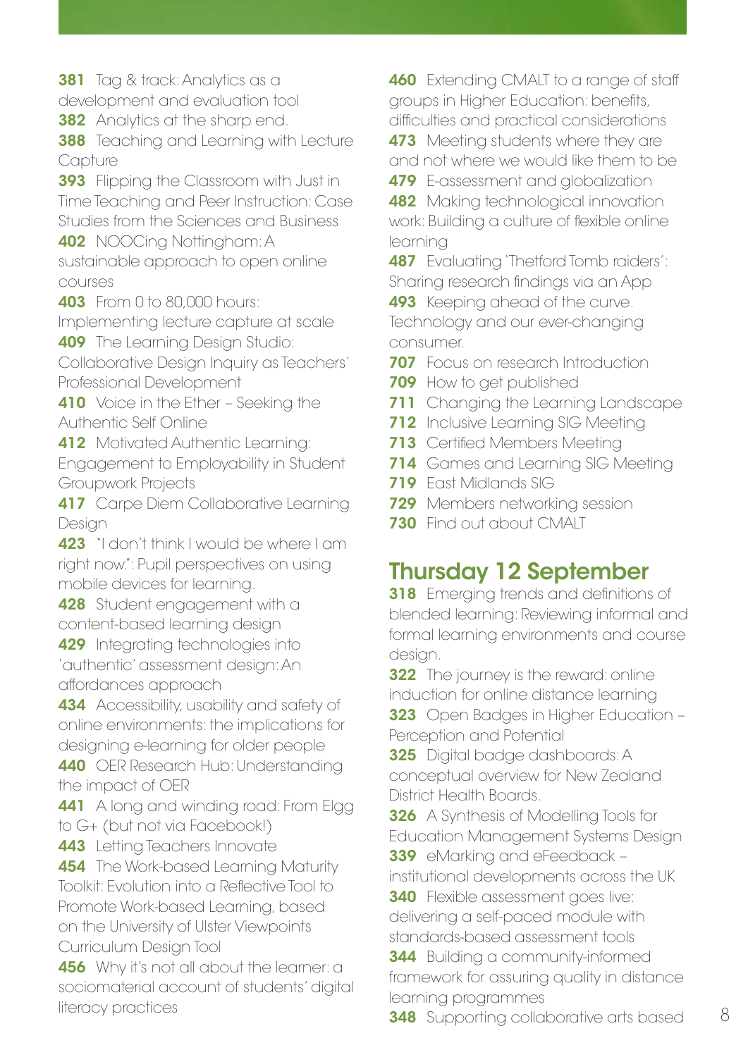**381** Tag & track: Analytics as a development and evaluation tool

**382** Analytics at the sharp end.

**388** Teaching and Learning with Lecture Capture

**393** Flipping the Classroom with Just in Time Teaching and Peer Instruction: Case Studies from the Sciences and Business

**402** NOOCing Nottingham: A sustainable approach to open online courses

**403** From 0 to 80,000 hours: Implementing lecture capture at scale

**409** The Learning Design Studio: Collaborative Design Inquiry as Teachers' Professional Development

**410** Voice in the Ether – Seeking the Authentic Self Online

**412** Motivated Authentic Learning: Engagement to Employability in Student Groupwork Projects

**417** Carpe Diem Collaborative Learning Design

**423** "I don't think I would be where I am right now.": Pupil perspectives on using mobile devices for learning.

**428** Student engagement with a content-based learning design

**429** Integrating technologies into 'authentic' assessment design: An affordances approach

**434** Accessibility, usability and safety of online environments: the implications for designing e-learning for older people

**440** OER Research Hub: Understanding the impact of OER

**441** A long and winding road: From Elgg to G+ (but not via Facebook!)

**443** Letting Teachers Innovate

**454** The Work-based Learning Maturity Toolkit: Evolution into a Reflective Tool to Promote Work-based Learning, based on the University of Ulster Viewpoints Curriculum Design Tool

**456** Why it's not all about the learner: a sociomaterial account of students' digital literacy practices

**460** Extending CMALT to a range of staff groups in Higher Education: benefits, difficulties and practical considerations

**473** Meeting students where they are and not where we would like them to be

**479** E-assessment and globalization

**482** Making technological innovation work: Building a culture of flexible online learning

**487** Evaluating 'Thetford Tomb raiders': Sharing research findings via an App

**493** Keeping ahead of the curve. Technology and our ever-changing consumer.

**707** Focus on research Introduction

**709** How to get published

**711** Changing the Learning Landscape

**712** Inclusive Learning SIG Meeting

**713** Certified Members Meeting

**714** Games and Learning SIG Meeting

**719** East Midlands SIG

**729** Members networking session

**730** Find out about CMALT

## Thursday 12 September

**318** Emerging trends and definitions of blended learning: Reviewing informal and formal learning environments and course design.

**322** The journey is the reward: online induction for online distance learning

**323** Open Badges in Higher Education – Perception and Potential

**325** Digital badge dashboards: A conceptual overview for New Zealand District Health Boards.

**326** A Synthesis of Modelling Tools for Education Management Systems Design

**339** eMarking and eFeedback – institutional developments across the UK

**340** Flexible assessment goes live: delivering a self-paced module with standards-based assessment tools

**344** Building a community-informed framework for assuring quality in distance learning programmes

**348** Supporting collaborative arts based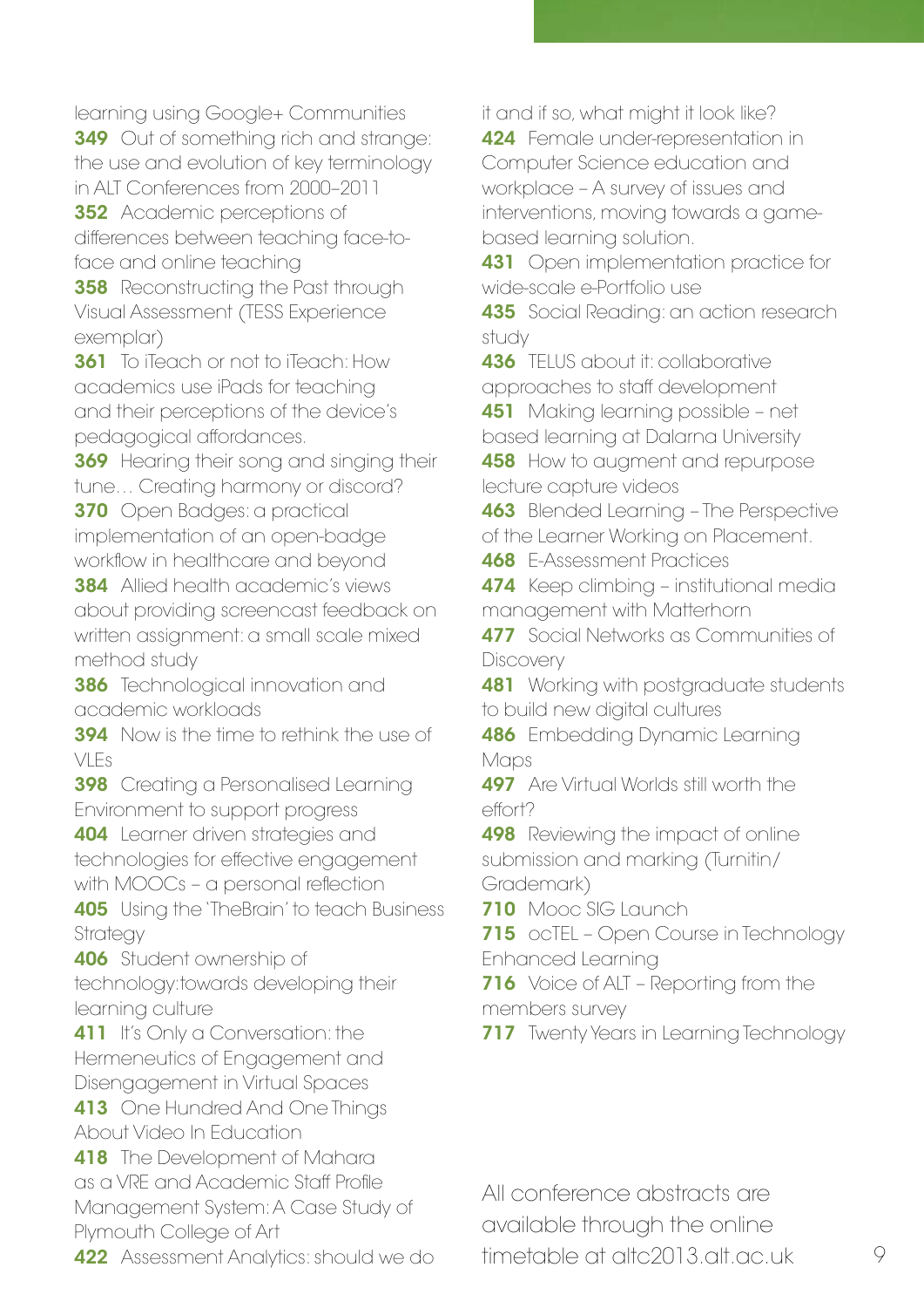learning using Google+ Communities

**349** Out of something rich and strange: the use and evolution of key terminology in ALT Conferences from 2000–2011

**352** Academic perceptions of differences between teaching face-to-face and online teaching

**358** Reconstructing the Past through Visual Assessment (TESS Experience exemplar)

**361** To iTeach or not to iTeach: How academics use iPads for teaching and their perceptions of the device's pedagogical affordances.

**369** Hearing their song and singing their tune… Creating harmony or discord?

**370** Open Badges: a practical implementation of an open-badge workflow in healthcare and beyond

**384** Allied health academic's views about providing screencast feedback on written assignment: a small scale mixed method study

**386** Technological innovation and academic workloads

**394** Now is the time to rethink the use of VLEs

**398** Creating a Personalised Learning Environment to support progress

**404** Learner driven strategies and technologies for effective engagement with MOOCs – a personal reflection

**405** Using the 'TheBrain' to teach Business Strategy

**406** Student ownership of technology:towards developing their learning culture

**411** It's Only a Conversation: the Hermeneutics of Engagement and Disengagement in Virtual Spaces

**413** One Hundred And One Things About Video In Education

**418** The Development of Mahara as a VRE and Academic Staff Profile Management System: A Case Study of Plymouth College of Art

**422** Assessment Analytics: should we do it and if so, what might it look like?

**424** Female under-representation in Computer Science education and workplace – A survey of issues and interventions, moving towards a game-based learning solution.

**431** Open implementation practice for wide-scale e-Portfolio use

**435** Social Reading: an action research study

**436** TELUS about it: collaborative approaches to staff development

**451** Making learning possible – net based learning at Dalarna University

**458** How to augment and repurpose lecture capture videos

**463** Blended Learning – The Perspective of the Learner Working on Placement.

**468** E-Assessment Practices

**474** Keep climbing – institutional media management with Matterhorn

**477** Social Networks as Communities of Discovery

**481** Working with postgraduate students to build new digital cultures

**486** Embedding Dynamic Learning Maps

**497** Are Virtual Worlds still worth the effort?

**498** Reviewing the impact of online submission and marking (Turnitin/Grademark)

**710** Mooc SIG Launch

**715** ocTEL – Open Course in Technology Enhanced Learning

**716** Voice of ALT – Reporting from the members survey

**717** Twenty Years in Learning Technology

All conference abstracts are available through the online timetable at altc2013.alt.ac.uk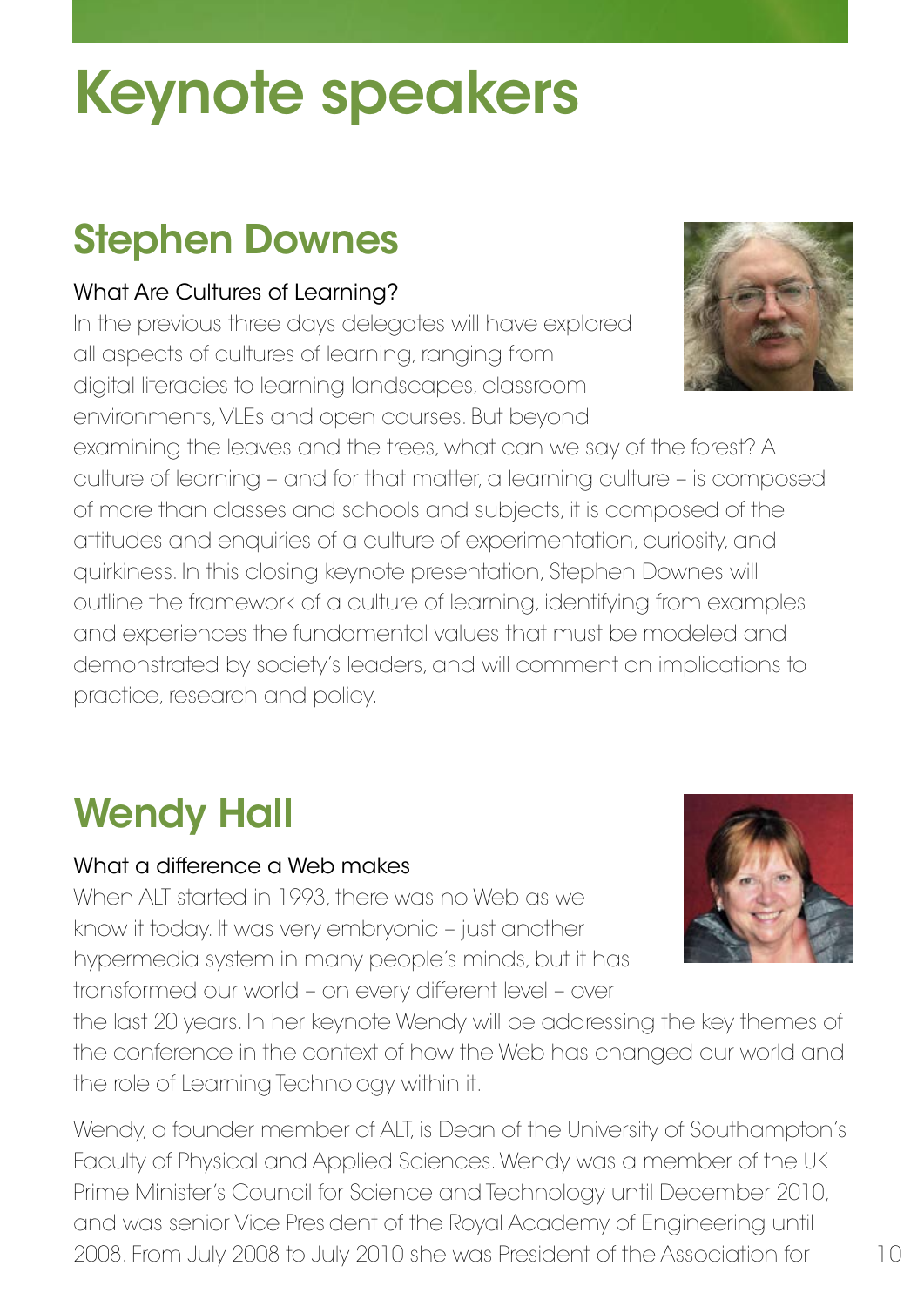# Keynote speakers

## Stephen Downes

### What Are Cultures of Learning?

In the previous three days delegates will have explored all aspects of cultures of learning, ranging from digital literacies to learning landscapes, classroom environments, VLEs and open courses. But beyond examining the leaves and the trees, what can we say of the forest? A culture of learning – and for that matter, a learning culture – is composed of more than classes and schools and subjects, it is composed of the attitudes and enquiries of a culture of experimentation, curiosity, and quirkiness. In this closing keynote presentation, Stephen Downes will outline the framework of a culture of learning, identifying from examples and experiences the fundamental values that must be modeled and demonstrated by society's leaders, and will comment on implications to practice, research and policy.

## Wendy Hall

### What a difference a Web makes

When ALT started in 1993, there was no Web as we know it today. It was very embryonic – just another hypermedia system in many people's minds, but it has transformed our world – on every different level – over the last 20 years. In her keynote Wendy will be addressing the key themes of the conference in the context of how the Web has changed our world and the role of Learning Technology within it.

Wendy, a founder member of ALT, is Dean of the University of Southampton's Faculty of Physical and Applied Sciences. Wendy was a member of the UK Prime Minister's Council for Science and Technology until December 2010, and was senior Vice President of the Royal Academy of Engineering until 2008. From July 2008 to July 2010 she was President of the Association for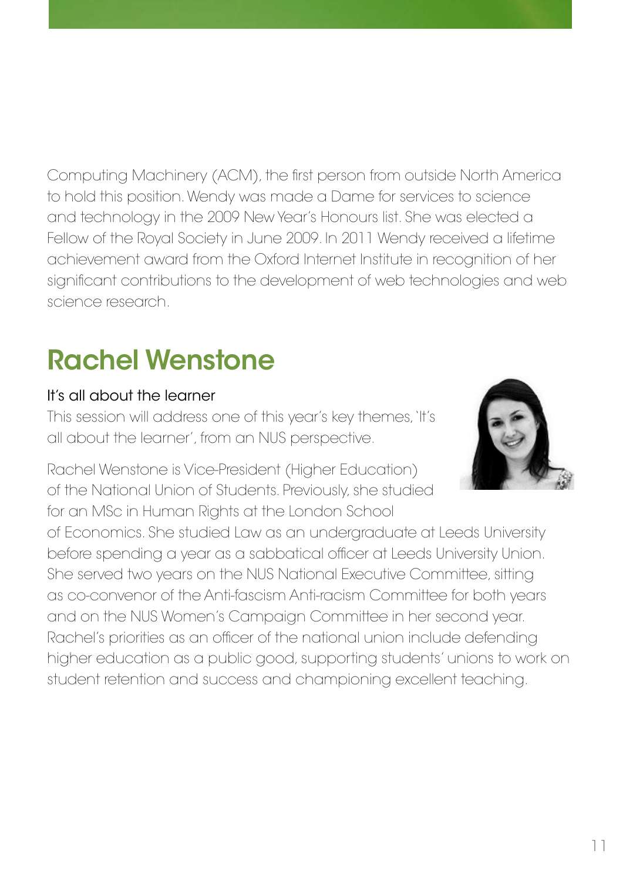Computing Machinery (ACM), the first person from outside North America to hold this position. Wendy was made a Dame for services to science and technology in the 2009 New Year's Honours list. She was elected a Fellow of the Royal Society in June 2009. In 2011 Wendy received a lifetime achievement award from the Oxford Internet Institute in recognition of her significant contributions to the development of web technologies and web science research.

## Rachel Wenstone

It's all about the learner

This session will address one of this year's key themes, 'It's all about the learner', from an NUS perspective.

Rachel Wenstone is Vice-President (Higher Education) of the National Union of Students. Previously, she studied for an MSc in Human Rights at the London School of Economics. She studied Law as an undergraduate at Leeds University before spending a year as a sabbatical officer at Leeds University Union. She served two years on the NUS National Executive Committee, sitting as co-convenor of the Anti-fascism Anti-racism Committee for both years and on the NUS Women's Campaign Committee in her second year. Rachel's priorities as an officer of the national union include defending higher education as a public good, supporting students' unions to work on student retention and success and championing excellent teaching.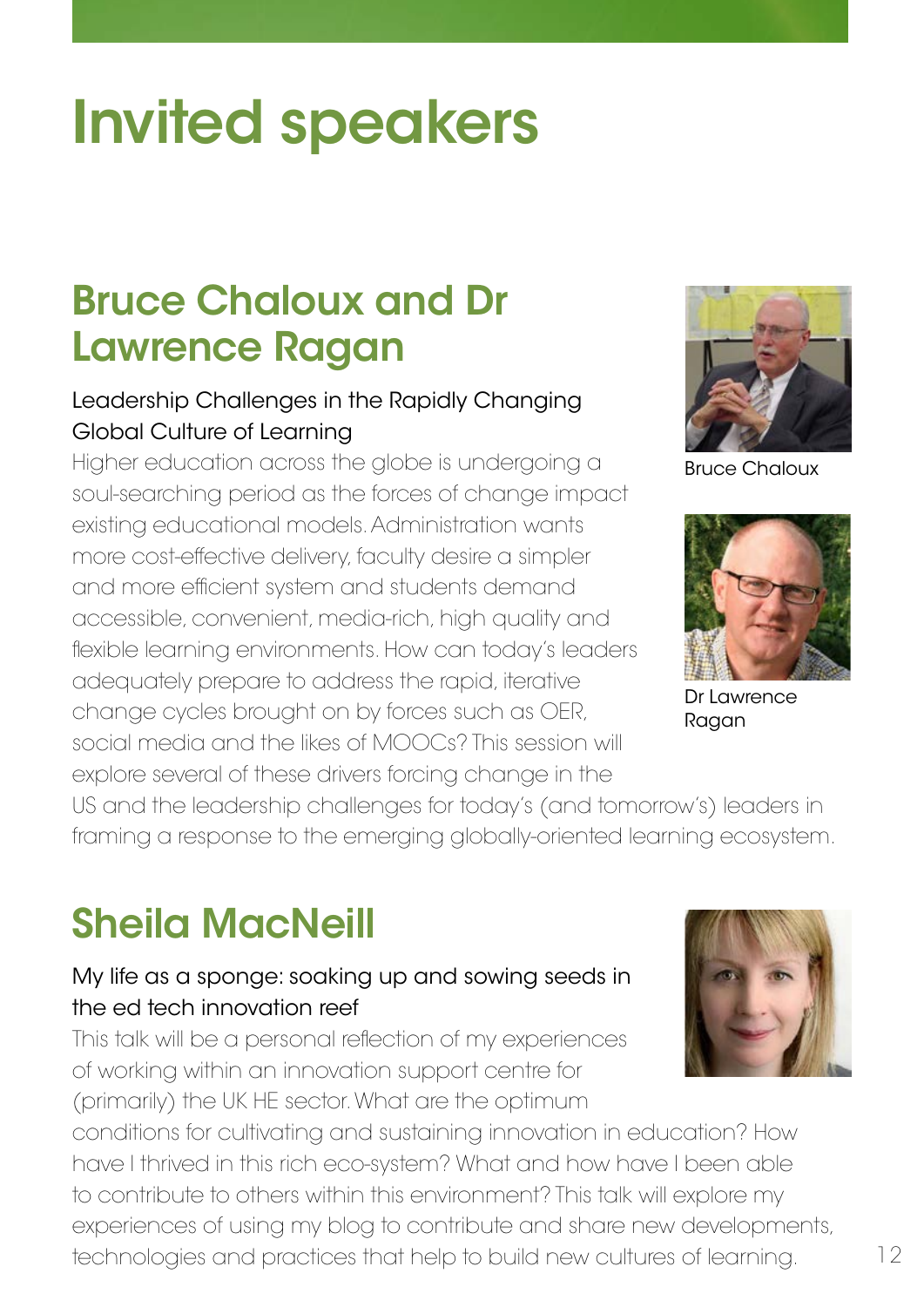# Invited speakers

## Bruce Chaloux and Dr Lawrence Ragan

Leadership Challenges in the Rapidly Changing Global Culture of Learning

Higher education across the globe is undergoing a soul-searching period as the forces of change impact existing educational models. Administration wants more cost-effective delivery, faculty desire a simpler and more efficient system and students demand accessible, convenient, media-rich, high quality and flexible learning environments. How can today's leaders adequately prepare to address the rapid, iterative change cycles brought on by forces such as OER, social media and the likes of MOOCs? This session will explore several of these drivers forcing change in the US and the leadership challenges for today's (and tomorrow's) leaders in framing a response to the emerging globally-oriented learning ecosystem.

Bruce Chaloux

Dr Lawrence Ragan

## Sheila MacNeill

My life as a sponge: soaking up and sowing seeds in the ed tech innovation reef

This talk will be a personal reflection of my experiences of working within an innovation support centre for (primarily) the UK HE sector. What are the optimum conditions for cultivating and sustaining innovation in education? How have I thrived in this rich eco-system? What and how have I been able to contribute to others within this environment? This talk will explore my experiences of using my blog to contribute and share new developments, technologies and practices that help to build new cultures of learning.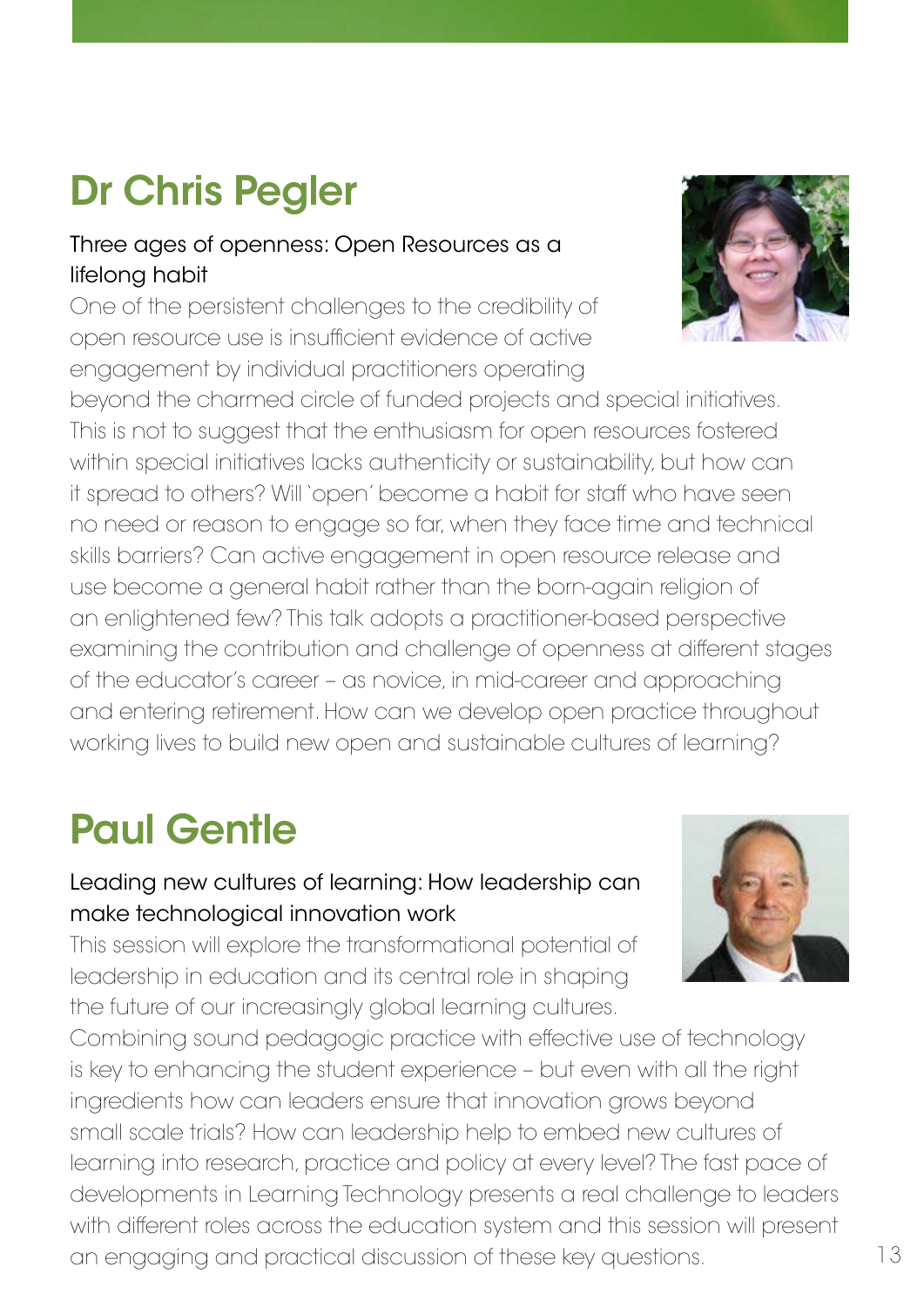## Dr Chris Pegler

### Three ages of openness: Open Resources as a lifelong habit

One of the persistent challenges to the credibility of open resource use is insufficient evidence of active engagement by individual practitioners operating beyond the charmed circle of funded projects and special initiatives. This is not to suggest that the enthusiasm for open resources fostered within special initiatives lacks authenticity or sustainability, but how can it spread to others? Will 'open' become a habit for staff who have seen no need or reason to engage so far, when they face time and technical skills barriers? Can active engagement in open resource release and use become a general habit rather than the born-again religion of an enlightened few? This talk adopts a practitioner-based perspective examining the contribution and challenge of openness at different stages of the educator's career – as novice, in mid-career and approaching and entering retirement. How can we develop open practice throughout working lives to build new open and sustainable cultures of learning?

## Paul Gentle

### Leading new cultures of learning: How leadership can make technological innovation work

This session will explore the transformational potential of leadership in education and its central role in shaping the future of our increasingly global learning cultures. Combining sound pedagogic practice with effective use of technology is key to enhancing the student experience – but even with all the right ingredients how can leaders ensure that innovation grows beyond small scale trials? How can leadership help to embed new cultures of learning into research, practice and policy at every level? The fast pace of developments in Learning Technology presents a real challenge to leaders with different roles across the education system and this session will present an engaging and practical discussion of these key questions.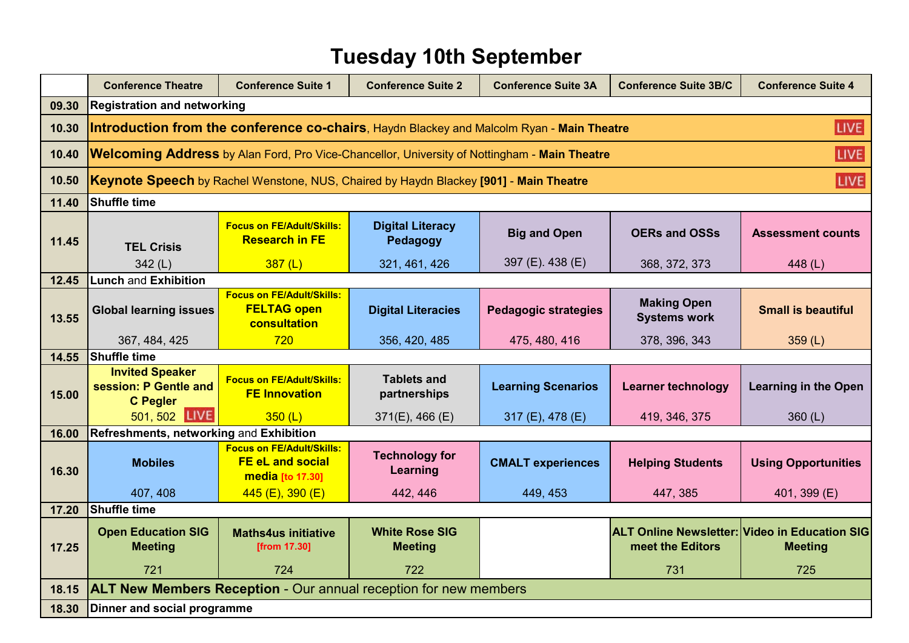# Tuesday 10th September

| | Conference Theatre | Conference Suite 1 | Conference Suite 2 | Conference Suite 3A | Conference Suite 3B/C | Conference Suite 4 |
|---|---|---|---|---|---|---|
| 09.30 | Registration and networking | | | | | |
| 10.30 | **Introduction from the conference co-chairs**, Haydn Blackey and Malcolm Ryan - **Main Theatre** LIVE | | | | | |
| 10.40 | **Welcoming Address** by Alan Ford, Pro Vice-Chancellor, University of Nottingham - **Main Theatre** LIVE | | | | | |
| 10.50 | **Keynote Speech** by Rachel Wenstone, NUS, Chaired by Haydn Blackey **[901]** - **Main Theatre** LIVE | | | | | |
| 11.40 | **Shuffle time** | | | | | |
| 11.45 | **TEL Crisis** 342 (L) | **Focus on FE/Adult/Skills: Research in FE** 387 (L) | **Digital Literacy Pedagogy** 321, 461, 426 | **Big and Open** 397 (E). 438 (E) | **OERs and OSSs** 368, 372, 373 | **Assessment counts** 448 (L) |
| 12.45 | **Lunch** and **Exhibition** | | | | | |
| 13.55 | **Global learning issues** 367, 484, 425 | **Focus on FE/Adult/Skills: FELTAG open consultation** 720 | **Digital Literacies** 356, 420, 485 | **Pedagogic strategies** 475, 480, 416 | **Making Open Systems work** 378, 396, 343 | **Small is beautiful** 359 (L) |
| 14.55 | **Shuffle time** | | | | | |
| 15.00 | **Invited Speaker session: P Gentle and C Pegler** 501, 502 LIVE | **Focus on FE/Adult/Skills: FE Innovation** 350 (L) | **Tablets and partnerships** 371(E), 466 (E) | **Learning Scenarios** 317 (E), 478 (E) | **Learner technology** 419, 346, 375 | **Learning in the Open** 360 (L) |
| 16.00 | **Refreshments, networking** and **Exhibition** | | | | | |
| 16.30 | **Mobiles** 407, 408 | **Focus on FE/Adult/Skills: FE eL and social media** [to 17.30] 445 (E), 390 (E) | **Technology for Learning** 442, 446 | **CMALT experiences** 449, 453 | **Helping Students** 447, 385 | **Using Opportunities** 401, 399 (E) |
| 17.20 | **Shuffle time** | | | | | |
| 17.25 | **Open Education SIG Meeting** 721 | **Maths4us initiative** [from 17.30] 724 | **White Rose SIG Meeting** 722 | | **ALT Online Newsletter: meet the Editors** 731 | **Video in Education SIG Meeting** 725 |
| 18.15 | **ALT New Members Reception** - Our annual reception for new members | | | | | |
| 18.30 | **Dinner and social programme** | | | | | |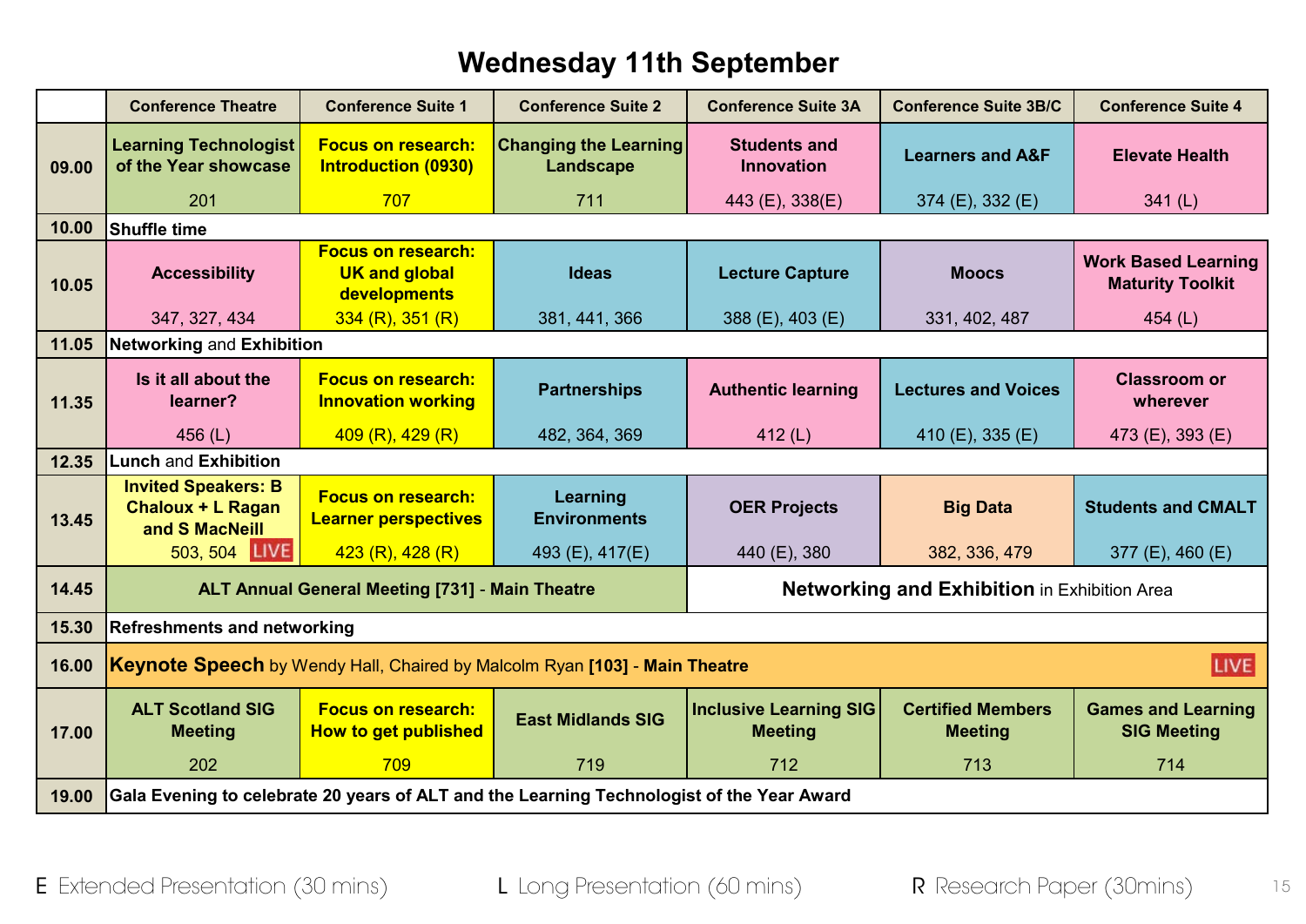# Wednesday 11th September

| | Conference Theatre | Conference Suite 1 | Conference Suite 2 | Conference Suite 3A | Conference Suite 3B/C | Conference Suite 4 |
|---|---|---|---|---|---|---|
| **09.00** | **Learning Technologist of the Year showcase** 201 | **Focus on research: Introduction (0930)** 707 | **Changing the Learning Landscape** 711 | **Students and Innovation** 443 (E), 338(E) | **Learners and A&F** 374 (E), 332 (E) | **Elevate Health** 341 (L) |
| **10.00** | **Shuffle time** | | | | | |
| **10.05** | **Accessibility** 347, 327, 434 | **Focus on research: UK and global developments** 334 (R), 351 (R) | **Ideas** 381, 441, 366 | **Lecture Capture** 388 (E), 403 (E) | **Moocs** 331, 402, 487 | **Work Based Learning Maturity Toolkit** 454 (L) |
| **11.05** | **Networking** and **Exhibition** | | | | | |
| **11.35** | **Is it all about the learner?** 456 (L) | **Focus on research: Innovation working** 409 (R), 429 (R) | **Partnerships** 482, 364, 369 | **Authentic learning** 412 (L) | **Lectures and Voices** 410 (E), 335 (E) | **Classroom or wherever** 473 (E), 393 (E) |
| **12.35** | **Lunch** and **Exhibition** | | | | | |
| **13.45** | **Invited Speakers: B Chaloux + L Ragan and S MacNeill** 503, 504 LIVE | **Focus on research: Learner perspectives** 423 (R), 428 (R) | **Learning Environments** 493 (E), 417(E) | **OER Projects** 440 (E), 380 | **Big Data** 382, 336, 479 | **Students and CMALT** 377 (E), 460 (E) |
| **14.45** | **ALT Annual General Meeting [731]** - **Main Theatre** | | | **Networking and Exhibition** in Exhibition Area | | |
| **15.30** | **Refreshments and networking** | | | | | |
| **16.00** | **Keynote Speech** by Wendy Hall, Chaired by Malcolm Ryan **[103]** - **Main Theatre** LIVE | | | | | |
| **17.00** | **ALT Scotland SIG Meeting** 202 | **Focus on research: How to get published** 709 | **East Midlands SIG** 719 | **Inclusive Learning SIG Meeting** 712 | **Certified Members Meeting** 713 | **Games and Learning SIG Meeting** 714 |
| **19.00** | **Gala Evening to celebrate 20 years of ALT and the Learning Technologist of the Year Award** | | | | | |

E Extended Presentation (30 mins) L Long Presentation (60 mins) R Research Paper (30mins)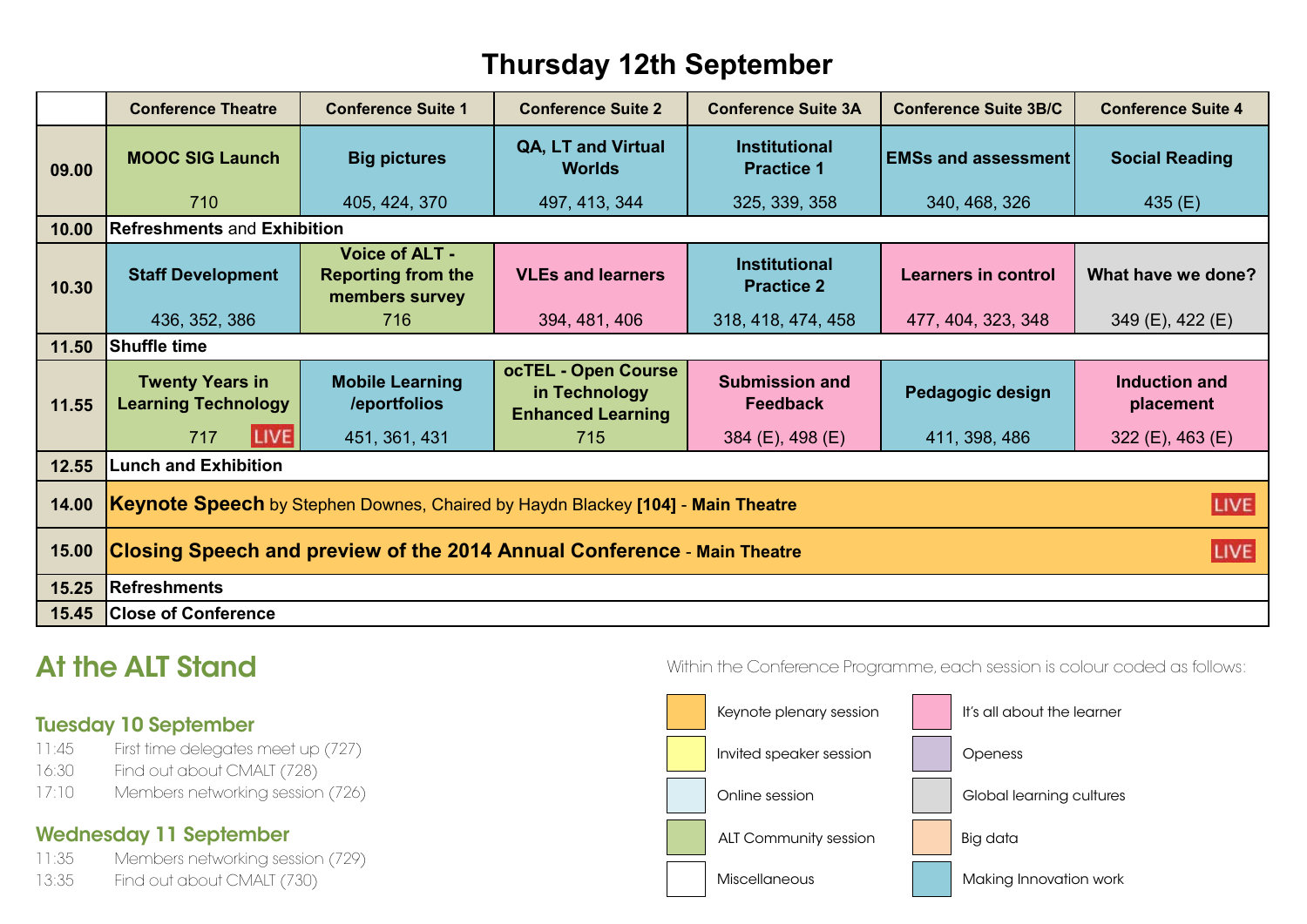# Thursday 12th September

| | Conference Theatre | Conference Suite 1 | Conference Suite 2 | Conference Suite 3A | Conference Suite 3B/C | Conference Suite 4 |
|---|---|---|---|---|---|---|
| **09.00** | **MOOC SIG Launch** 710 | **Big pictures** 405, 424, 370 | **QA, LT and Virtual Worlds** 497, 413, 344 | **Institutional Practice 1** 325, 339, 358 | **EMSs and assessment** 340, 468, 326 | **Social Reading** 435 (E) |
| **10.00** | **Refreshments** and **Exhibition** | | | | | |
| **10.30** | **Staff Development** 436, 352, 386 | **Voice of ALT - Reporting from the members survey** 716 | **VLEs and learners** 394, 481, 406 | **Institutional Practice 2** 318, 418, 474, 458 | **Learners in control** 477, 404, 323, 348 | **What have we done?** 349 (E), 422 (E) |
| **11.50** | **Shuffle time** | | | | | |
| **11.55** | **Twenty Years in Learning Technology** 717 LIVE | **Mobile Learning /eportfolios** 451, 361, 431 | **ocTEL - Open Course in Technology Enhanced Learning** 715 | **Submission and Feedback** 384 (E), 498 (E) | **Pedagogic design** 411, 398, 486 | **Induction and placement** 322 (E), 463 (E) |
| **12.55** | **Lunch and Exhibition** | | | | | |
| **14.00** | **Keynote Speech** by Stephen Downes, Chaired by Haydn Blackey **[104]** - **Main Theatre** LIVE | | | | | |
| **15.00** | **Closing Speech and preview of the 2014 Annual Conference** - **Main Theatre** LIVE | | | | | |
| **15.25** | **Refreshments** | | | | | |
| **15.45** | **Close of Conference** | | | | | |

## At the ALT Stand

### Tuesday 10 September

11:45 First time delegates meet up (727)
16:30 Find out about CMALT (728)
17:10 Members networking session (726)

### Wednesday 11 September

11:35 Members networking session (729)
13:35 Find out about CMALT (730)

Within the Conference Programme, each session is colour coded as follows:

- Keynote plenary session
- Invited speaker session
- Online session
- ALT Community session
- Miscellaneous
- It's all about the learner
- Openess
- Global learning cultures
- Big data
- Making Innovation work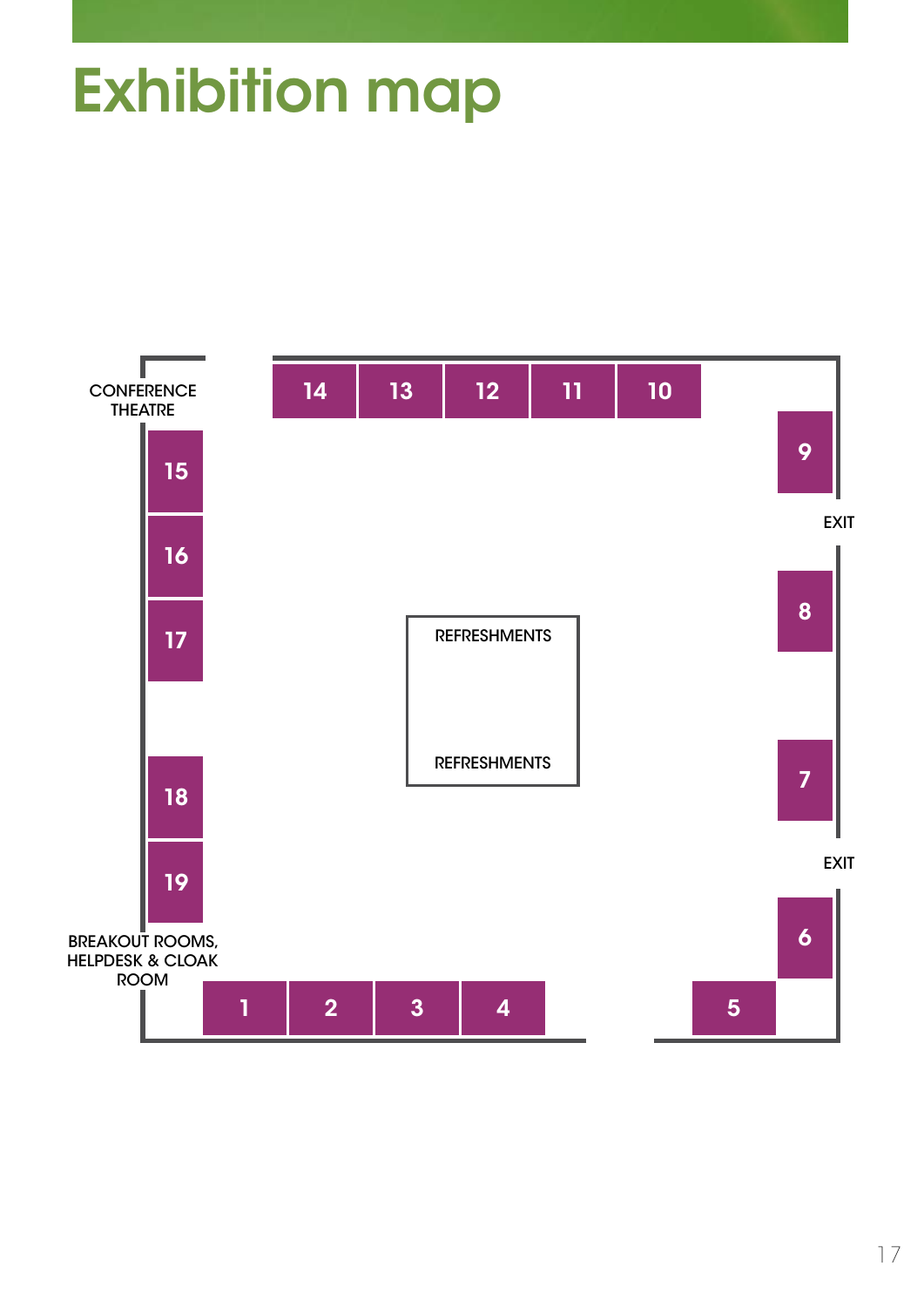# Exhibition map

CONFERENCE THEATRE

14 13 12 11 10

9

15

EXIT

16

8

17

REFRESHMENTS

REFRESHMENTS

18

7

EXIT

19

6

BREAKOUT ROOMS, HELPDESK & CLOAK ROOM

1 2 3 4

5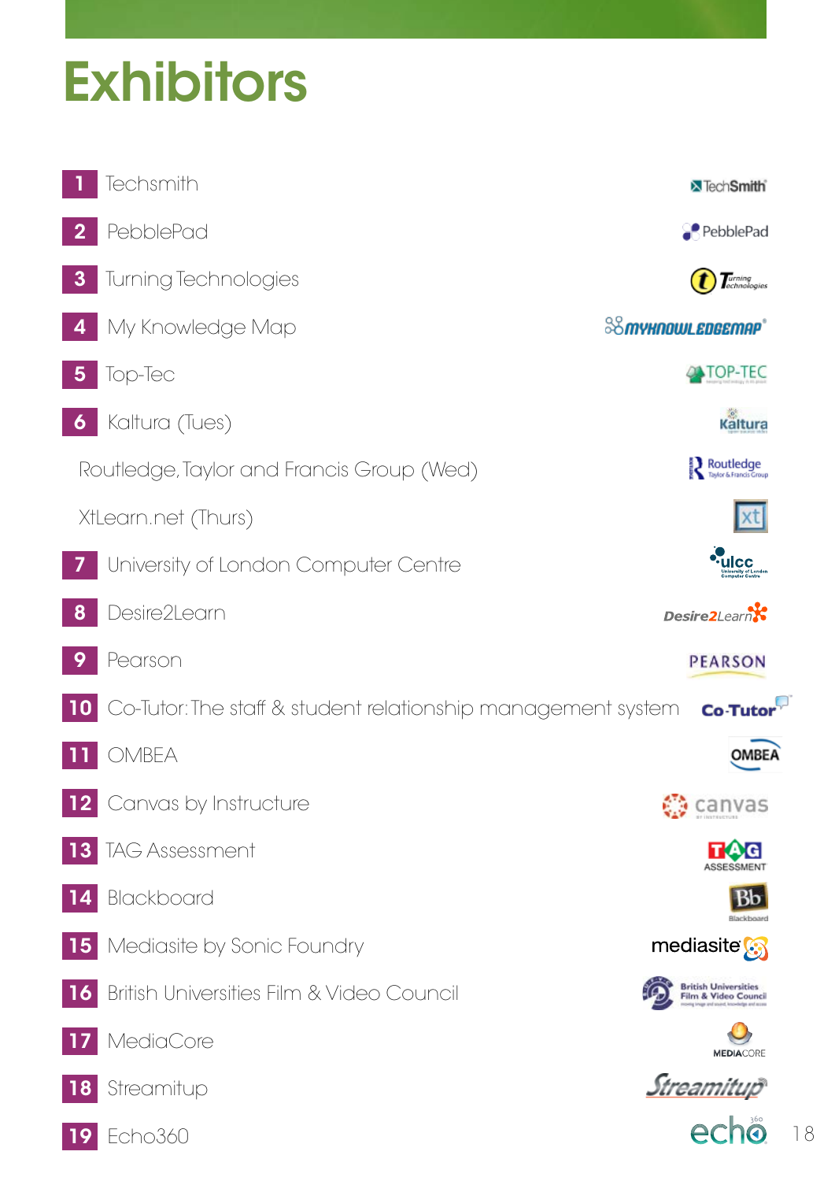# Exhibitors

1. Techsmith
2. PebblePad
3. Turning Technologies
4. My Knowledge Map
5. Top-Tec
6. Kaltura (Tues)
   Routledge, Taylor and Francis Group (Wed)
   XtLearn.net (Thurs)
7. University of London Computer Centre
8. Desire2Learn
9. Pearson
10. Co-Tutor: The staff & student relationship management system
11. OMBEA
12. Canvas by Instructure
13. TAG Assessment
14. Blackboard
15. Mediasite by Sonic Foundry
16. British Universities Film & Video Council
17. MediaCore
18. Streamitup
19. Echo360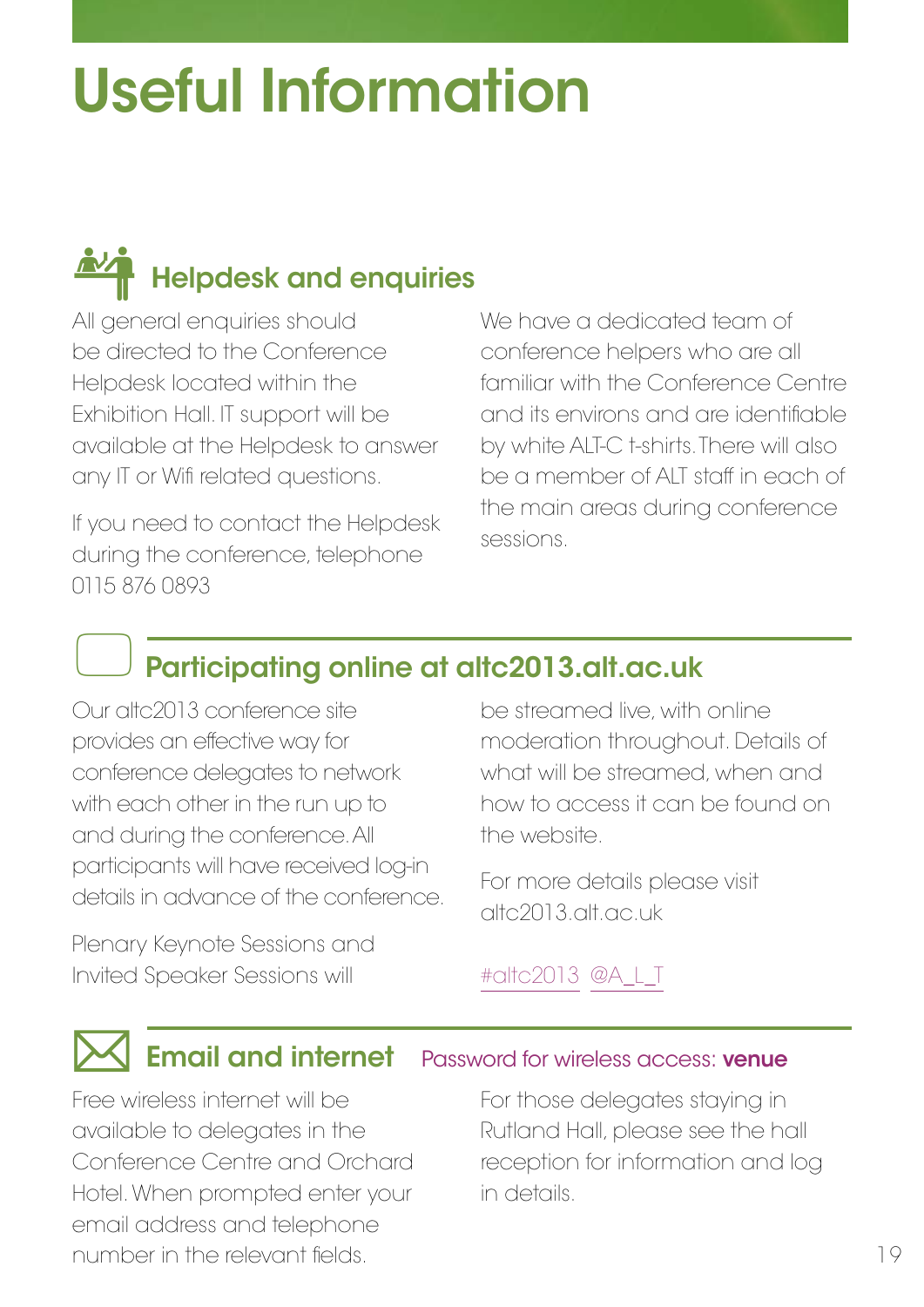# Useful Information

## Helpdesk and enquiries

All general enquiries should be directed to the Conference Helpdesk located within the Exhibition Hall. IT support will be available at the Helpdesk to answer any IT or Wifi related questions.

If you need to contact the Helpdesk during the conference, telephone 0115 876 0893

We have a dedicated team of conference helpers who are all familiar with the Conference Centre and its environs and are identifiable by white ALT-C t-shirts. There will also be a member of ALT staff in each of the main areas during conference sessions.

## Participating online at altc2013.alt.ac.uk

Our altc2013 conference site provides an effective way for conference delegates to network with each other in the run up to and during the conference. All participants will have received log-in details in advance of the conference.

Plenary Keynote Sessions and Invited Speaker Sessions will be streamed live, with online moderation throughout. Details of what will be streamed, when and how to access it can be found on the website.

For more details please visit altc2013.alt.ac.uk

#altc2013 @A_L_T

## Email and internet

Password for wireless access: **venue**

Free wireless internet will be available to delegates in the Conference Centre and Orchard Hotel. When prompted enter your email address and telephone number in the relevant fields.

For those delegates staying in Rutland Hall, please see the hall reception for information and log in details.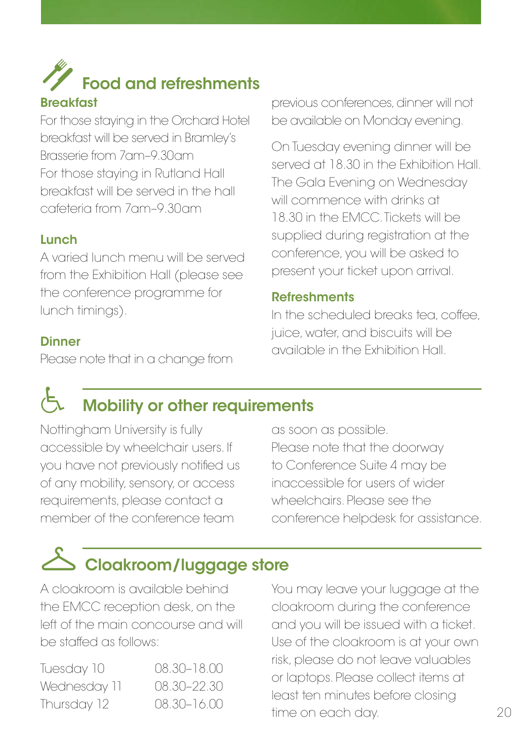## Food and refreshments

### Breakfast

For those staying in the Orchard Hotel breakfast will be served in Bramley's Brasserie from 7am–9.30am
For those staying in Rutland Hall breakfast will be served in the hall cafeteria from 7am–9.30am

### Lunch

A varied lunch menu will be served from the Exhibition Hall (please see the conference programme for lunch timings).

### Dinner

Please note that in a change from previous conferences, dinner will not be available on Monday evening.

On Tuesday evening dinner will be served at 18.30 in the Exhibition Hall. The Gala Evening on Wednesday will commence with drinks at 18.30 in the EMCC. Tickets will be supplied during registration at the conference, you will be asked to present your ticket upon arrival.

### Refreshments

In the scheduled breaks tea, coffee, juice, water, and biscuits will be available in the Exhibition Hall.

## Mobility or other requirements

Nottingham University is fully accessible by wheelchair users. If you have not previously notified us of any mobility, sensory, or access requirements, please contact a member of the conference team as soon as possible.
Please note that the doorway to Conference Suite 4 may be inaccessible for users of wider wheelchairs. Please see the conference helpdesk for assistance.

## Cloakroom/luggage store

A cloakroom is available behind the EMCC reception desk, on the left of the main concourse and will be staffed as follows:

| | |
|---|---|
| Tuesday 10 | 08.30–18.00 |
| Wednesday 11 | 08.30–22.30 |
| Thursday 12 | 08.30–16.00 |

You may leave your luggage at the cloakroom during the conference and you will be issued with a ticket. Use of the cloakroom is at your own risk, please do not leave valuables or laptops. Please collect items at least ten minutes before closing time on each day.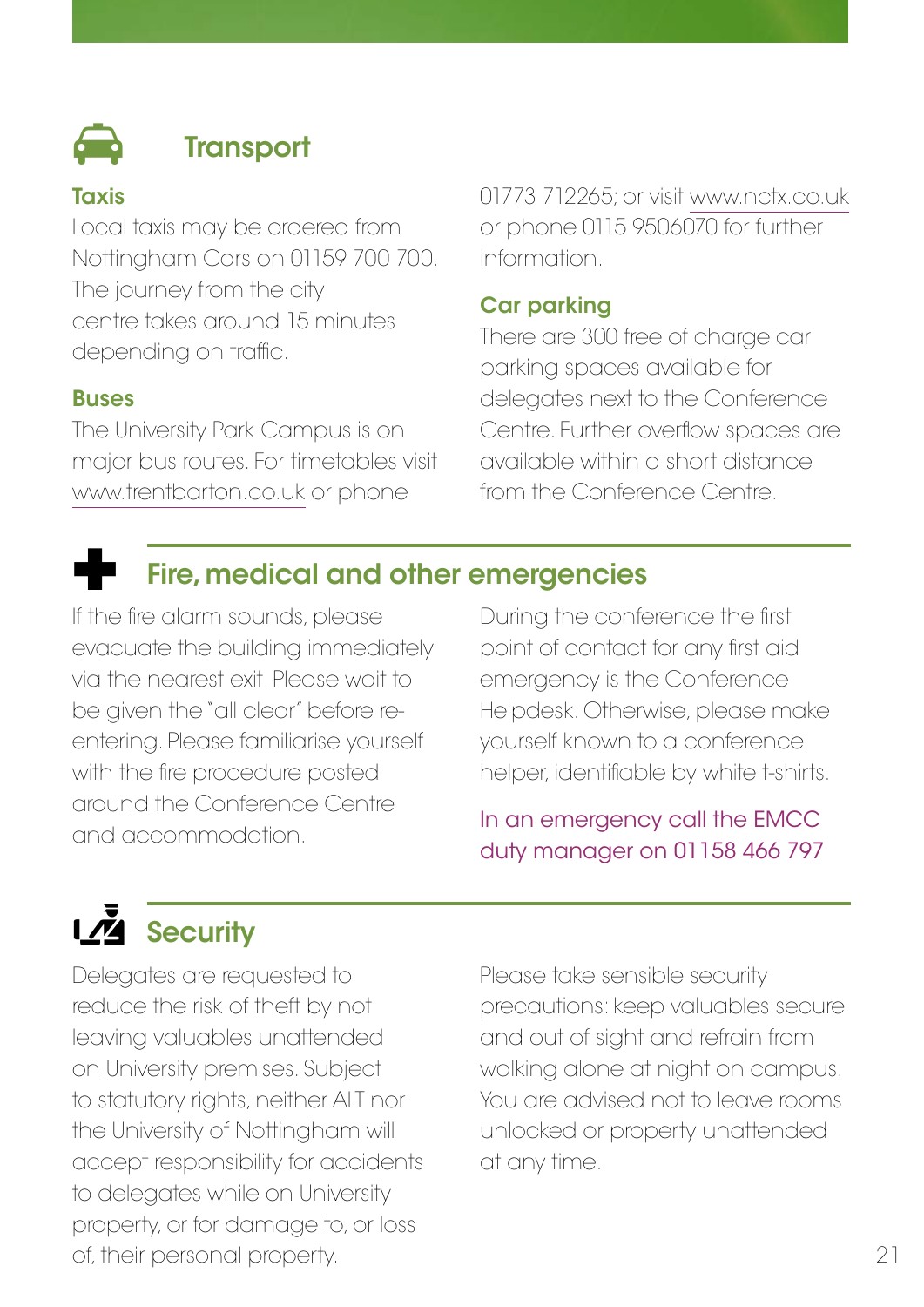## Transport

### Taxis

Local taxis may be ordered from Nottingham Cars on 01159 700 700. The journey from the city centre takes around 15 minutes depending on traffic.

### Buses

The University Park Campus is on major bus routes. For timetables visit www.trentbarton.co.uk or phone 01773 712265; or visit www.nctx.co.uk or phone 0115 9506070 for further information.

### Car parking

There are 300 free of charge car parking spaces available for delegates next to the Conference Centre. Further overflow spaces are available within a short distance from the Conference Centre.

## Fire, medical and other emergencies

If the fire alarm sounds, please evacuate the building immediately via the nearest exit. Please wait to be given the "all clear" before re-entering. Please familiarise yourself with the fire procedure posted around the Conference Centre and accommodation.

During the conference the first point of contact for any first aid emergency is the Conference Helpdesk. Otherwise, please make yourself known to a conference helper, identifiable by white t-shirts.

In an emergency call the EMCC duty manager on 01158 466 797

## Security

Delegates are requested to reduce the risk of theft by not leaving valuables unattended on University premises. Subject to statutory rights, neither ALT nor the University of Nottingham will accept responsibility for accidents to delegates while on University property, or for damage to, or loss of, their personal property.

Please take sensible security precautions: keep valuables secure and out of sight and refrain from walking alone at night on campus. You are advised not to leave rooms unlocked or property unattended at any time.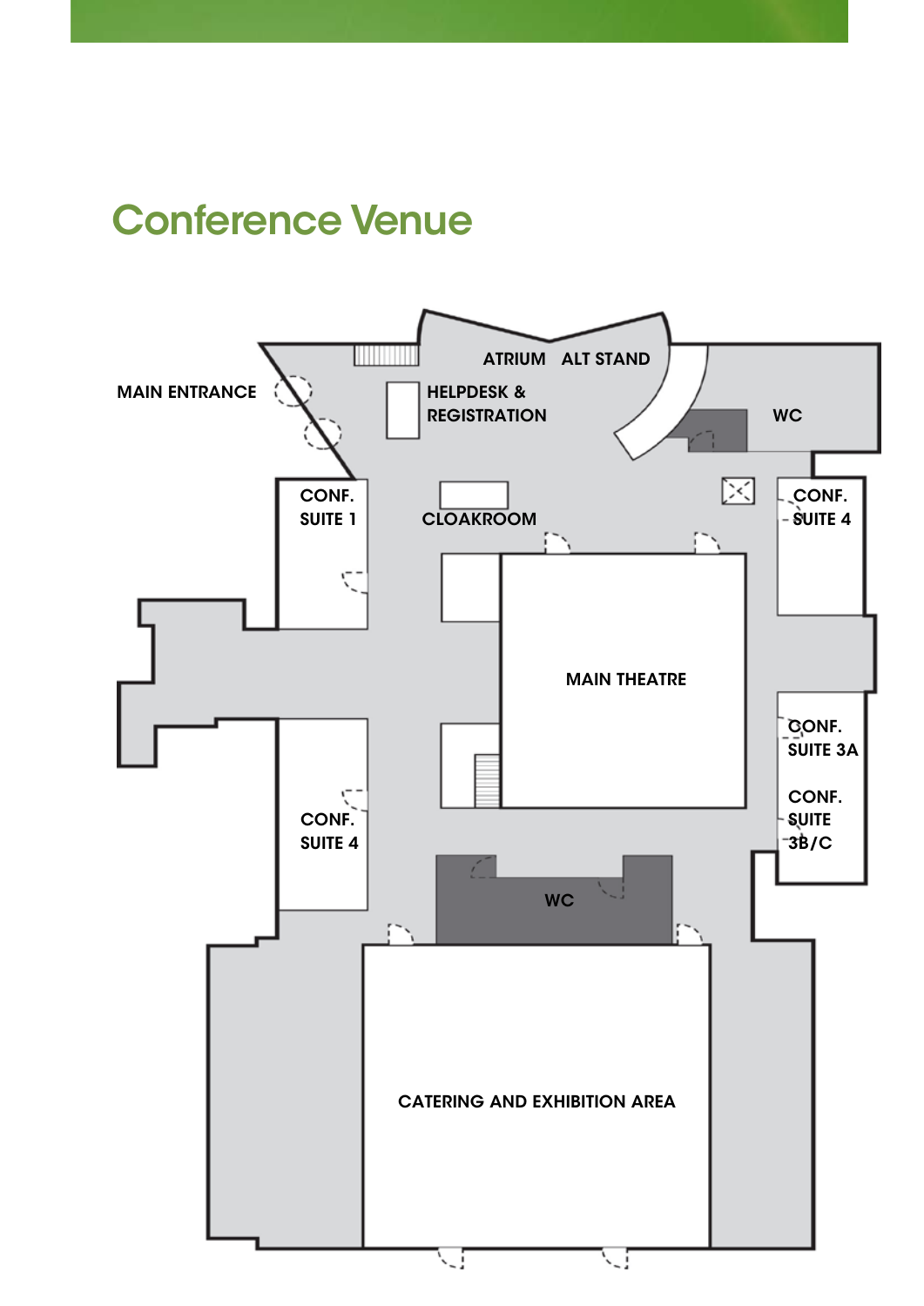# Conference Venue

MAIN ENTRANCE

ATRIUM

ALT STAND

HELPDESK & REGISTRATION

WC

CONF. SUITE 1

CLOAKROOM

CONF. SUITE 4

MAIN THEATRE

CONF. SUITE 3A

CONF. SUITE 3B/C

CONF. SUITE 4

WC

CATERING AND EXHIBITION AREA